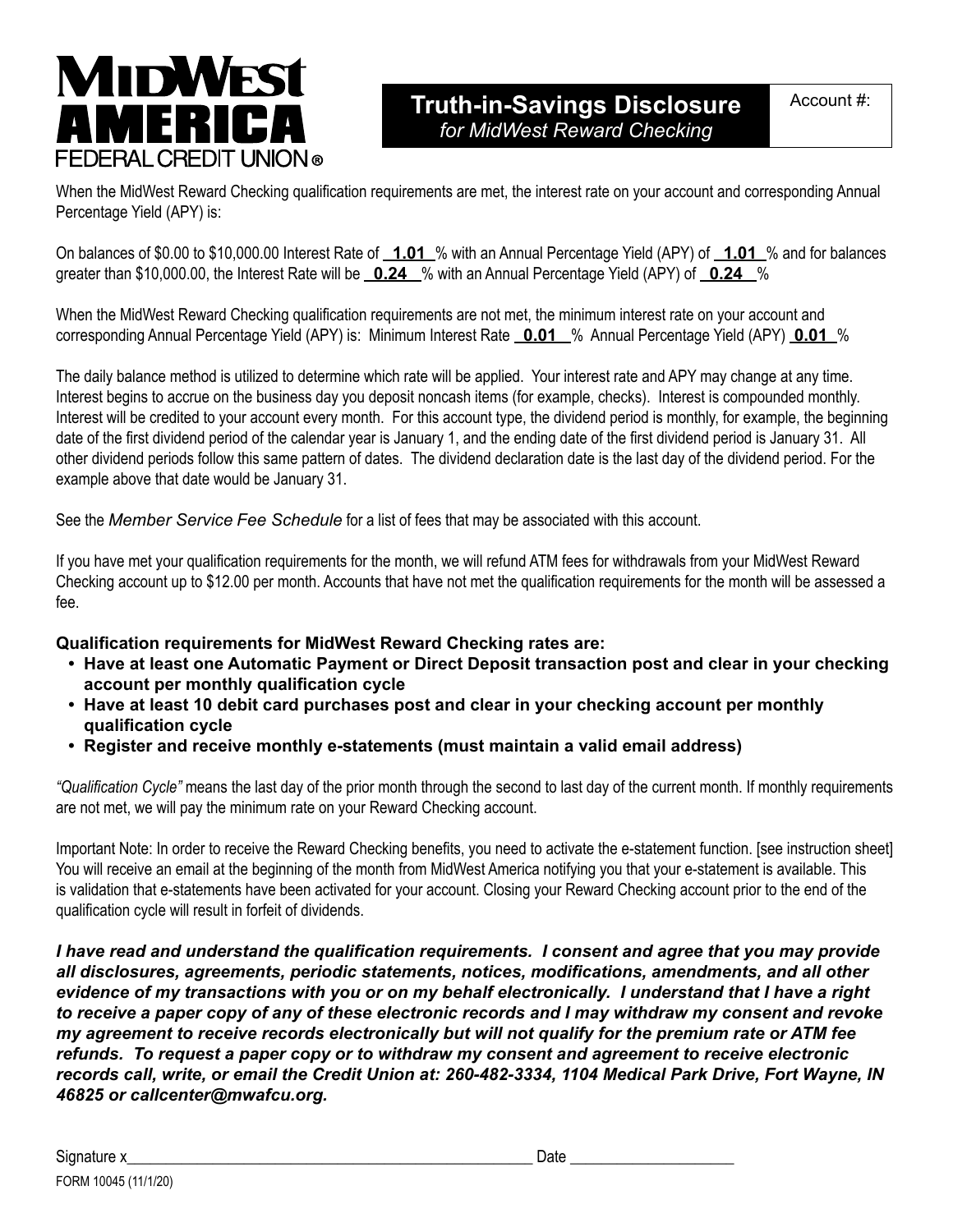**MIDWEST AMERICA FEDERAL CREDIT UNION®**

# Truth-in-Savings Disclosure

*for MidWest Reward Checking*

Account #:

When the MidWest Reward Checking qualification requirements are met, the interest rate on your account and corresponding Annual Percentage Yield (APY) is:

On balances of $0.00 to $10,000.00 Interest Rate of **1.01** % with an Annual Percentage Yield (APY) of **1.01** % and for balances greater than $10,000.00, the Interest Rate will be **0.24** % with an Annual Percentage Yield (APY) of **0.24** %

When the MidWest Reward Checking qualification requirements are not met, the minimum interest rate on your account and corresponding Annual Percentage Yield (APY) is: Minimum Interest Rate **0.01** % Annual Percentage Yield (APY) **0.01** %

The daily balance method is utilized to determine which rate will be applied. Your interest rate and APY may change at any time. Interest begins to accrue on the business day you deposit noncash items (for example, checks). Interest is compounded monthly. Interest will be credited to your account every month. For this account type, the dividend period is monthly, for example, the beginning date of the first dividend period of the calendar year is January 1, and the ending date of the first dividend period is January 31. All other dividend periods follow this same pattern of dates. The dividend declaration date is the last day of the dividend period. For the example above that date would be January 31.

See the *Member Service Fee Schedule* for a list of fees that may be associated with this account.

If you have met your qualification requirements for the month, we will refund ATM fees for withdrawals from your MidWest Reward Checking account up to $12.00 per month. Accounts that have not met the qualification requirements for the month will be assessed a fee.

**Qualification requirements for MidWest Reward Checking rates are:**

- **Have at least one Automatic Payment or Direct Deposit transaction post and clear in your checking account per monthly qualification cycle**
- **Have at least 10 debit card purchases post and clear in your checking account per monthly qualification cycle**
- **Register and receive monthly e-statements (must maintain a valid email address)**

*"Qualification Cycle"* means the last day of the prior month through the second to last day of the current month. If monthly requirements are not met, we will pay the minimum rate on your Reward Checking account.

Important Note: In order to receive the Reward Checking benefits, you need to activate the e-statement function. [see instruction sheet] You will receive an email at the beginning of the month from MidWest America notifying you that your e-statement is available. This is validation that e-statements have been activated for your account. Closing your Reward Checking account prior to the end of the qualification cycle will result in forfeit of dividends.

***I have read and understand the qualification requirements. I consent and agree that you may provide all disclosures, agreements, periodic statements, notices, modifications, amendments, and all other evidence of my transactions with you or on my behalf electronically. I understand that I have a right to receive a paper copy of any of these electronic records and I may withdraw my consent and revoke my agreement to receive records electronically but will not qualify for the premium rate or ATM fee refunds. To request a paper copy or to withdraw my consent and agreement to receive electronic records call, write, or email the Credit Union at: 260-482-3334, 1104 Medical Park Drive, Fort Wayne, IN 46825 or callcenter@mwafcu.org.***

Signature x_____________________________________________________ Date ____________________

FORM 10045 (11/1/20)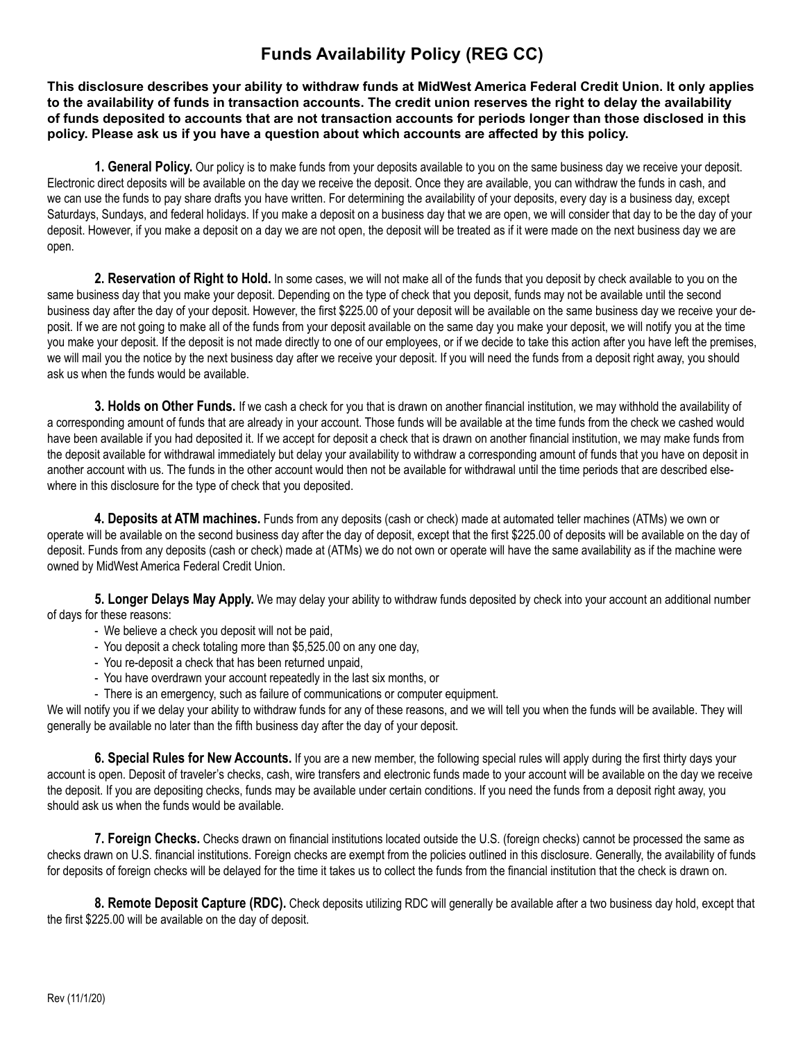# Funds Availability Policy (REG CC)

**This disclosure describes your ability to withdraw funds at MidWest America Federal Credit Union. It only applies to the availability of funds in transaction accounts. The credit union reserves the right to delay the availability of funds deposited to accounts that are not transaction accounts for periods longer than those disclosed in this policy. Please ask us if you have a question about which accounts are affected by this policy.**

**1. General Policy.** Our policy is to make funds from your deposits available to you on the same business day we receive your deposit. Electronic direct deposits will be available on the day we receive the deposit. Once they are available, you can withdraw the funds in cash, and we can use the funds to pay share drafts you have written. For determining the availability of your deposits, every day is a business day, except Saturdays, Sundays, and federal holidays. If you make a deposit on a business day that we are open, we will consider that day to be the day of your deposit. However, if you make a deposit on a day we are not open, the deposit will be treated as if it were made on the next business day we are open.

**2. Reservation of Right to Hold.** In some cases, we will not make all of the funds that you deposit by check available to you on the same business day that you make your deposit. Depending on the type of check that you deposit, funds may not be available until the second business day after the day of your deposit. However, the first $225.00 of your deposit will be available on the same business day we receive your deposit. If we are not going to make all of the funds from your deposit available on the same day you make your deposit, we will notify you at the time you make your deposit. If the deposit is not made directly to one of our employees, or if we decide to take this action after you have left the premises, we will mail you the notice by the next business day after we receive your deposit. If you will need the funds from a deposit right away, you should ask us when the funds would be available.

**3. Holds on Other Funds.** If we cash a check for you that is drawn on another financial institution, we may withhold the availability of a corresponding amount of funds that are already in your account. Those funds will be available at the time funds from the check we cashed would have been available if you had deposited it. If we accept for deposit a check that is drawn on another financial institution, we may make funds from the deposit available for withdrawal immediately but delay your availability to withdraw a corresponding amount of funds that you have on deposit in another account with us. The funds in the other account would then not be available for withdrawal until the time periods that are described elsewhere in this disclosure for the type of check that you deposited.

**4. Deposits at ATM machines.** Funds from any deposits (cash or check) made at automated teller machines (ATMs) we own or operate will be available on the second business day after the day of deposit, except that the first $225.00 of deposits will be available on the day of deposit. Funds from any deposits (cash or check) made at (ATMs) we do not own or operate will have the same availability as if the machine were owned by MidWest America Federal Credit Union.

**5. Longer Delays May Apply.** We may delay your ability to withdraw funds deposited by check into your account an additional number of days for these reasons:

- We believe a check you deposit will not be paid,
- You deposit a check totaling more than $5,525.00 on any one day,
- You re-deposit a check that has been returned unpaid,
- You have overdrawn your account repeatedly in the last six months, or
- There is an emergency, such as failure of communications or computer equipment.

We will notify you if we delay your ability to withdraw funds for any of these reasons, and we will tell you when the funds will be available. They will generally be available no later than the fifth business day after the day of your deposit.

**6. Special Rules for New Accounts.** If you are a new member, the following special rules will apply during the first thirty days your account is open. Deposit of traveler's checks, cash, wire transfers and electronic funds made to your account will be available on the day we receive the deposit. If you are depositing checks, funds may be available under certain conditions. If you need the funds from a deposit right away, you should ask us when the funds would be available.

**7. Foreign Checks.** Checks drawn on financial institutions located outside the U.S. (foreign checks) cannot be processed the same as checks drawn on U.S. financial institutions. Foreign checks are exempt from the policies outlined in this disclosure. Generally, the availability of funds for deposits of foreign checks will be delayed for the time it takes us to collect the funds from the financial institution that the check is drawn on.

**8. Remote Deposit Capture (RDC).** Check deposits utilizing RDC will generally be available after a two business day hold, except that the first $225.00 will be available on the day of deposit.

Rev (11/1/20)